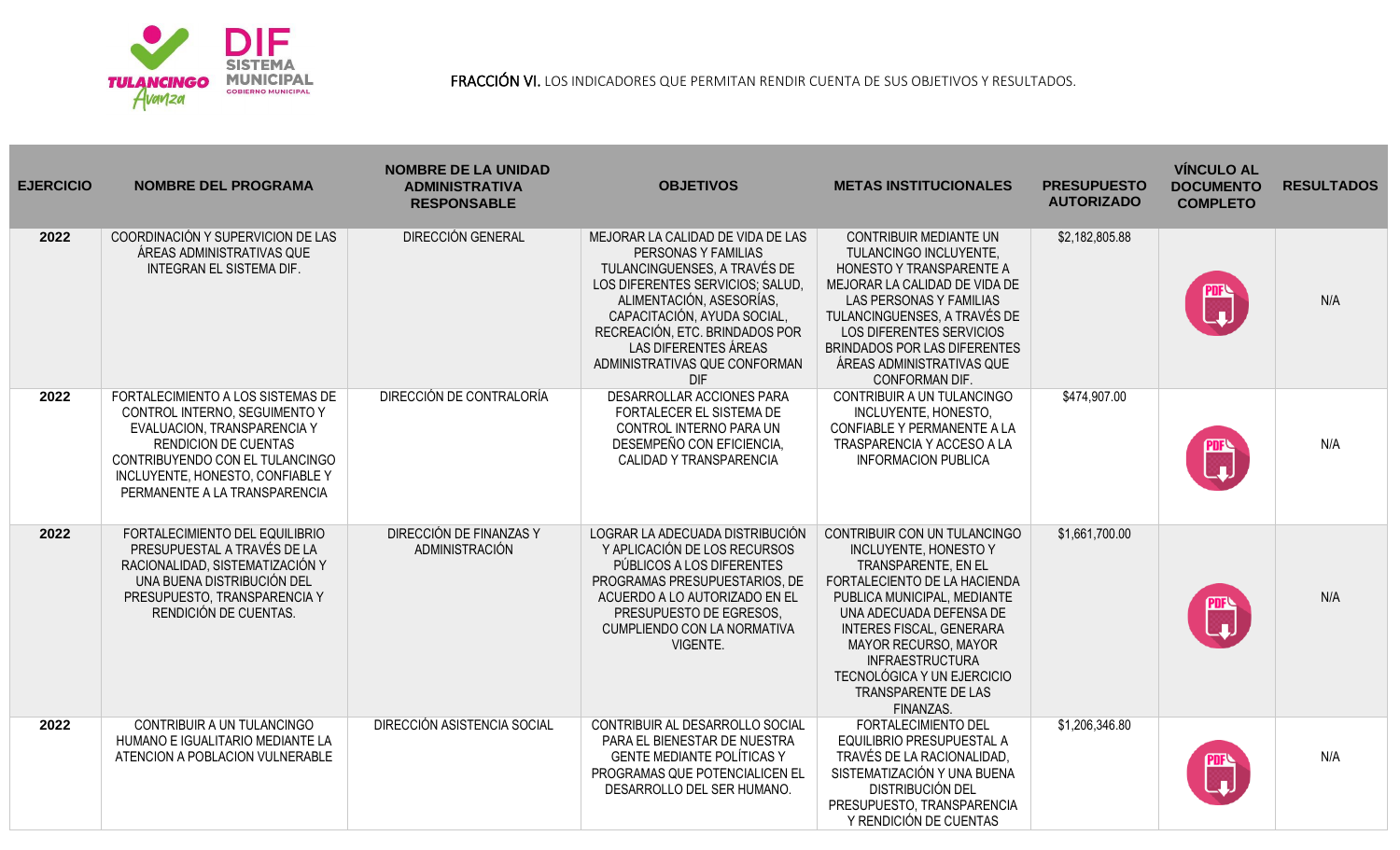FRACCIÓN VI. LOS INDICADORES QUE PERMITAN RENDIR CUENTA DE SUS OBJETIVOS Y RESULTADOS.

| EJERCICIO | NOMBRE DEL PROGRAMA | NOMBRE DE LA UNIDAD ADMINISTRATIVA RESPONSABLE | OBJETIVOS | METAS INSTITUCIONALES | PRESUPUESTO AUTORIZADO | VÍNCULO AL DOCUMENTO COMPLETO | RESULTADOS |
|---|---|---|---|---|---|---|---|
| 2022 | COORDINACIÓN Y SUPERVICION DE LAS ÁREAS ADMINISTRATIVAS QUE INTEGRAN EL SISTEMA DIF. | DIRECCIÓN GENERAL | MEJORAR LA CALIDAD DE VIDA DE LAS PERSONAS Y FAMILIAS TULANCINGUENSES, A TRAVÉS DE LOS DIFERENTES SERVICIOS; SALUD, ALIMENTACIÓN, ASESORÍAS, CAPACITACIÓN, AYUDA SOCIAL, RECREACIÓN, ETC. BRINDADOS POR LAS DIFERENTES ÁREAS ADMINISTRATIVAS QUE CONFORMAN DIF | CONTRIBUIR MEDIANTE UN TULANCINGO INCLUYENTE, HONESTO Y TRANSPARENTE A MEJORAR LA CALIDAD DE VIDA DE LAS PERSONAS Y FAMILIAS TULANCINGUENSES, A TRAVÉS DE LOS DIFERENTES SERVICIOS BRINDADOS POR LAS DIFERENTES ÁREAS ADMINISTRATIVAS QUE CONFORMAN DIF. | $2,182,805.88 | PDF | N/A |
| 2022 | FORTALECIMIENTO A LOS SISTEMAS DE CONTROL INTERNO, SEGUIMIENTO Y EVALUACION, TRANSPARENCIA Y RENDICION DE CUENTAS CONTRIBUYENDO CON EL TULANCINGO INCLUYENTE, HONESTO, CONFIABLE Y PERMANENTE A LA TRANSPARENCIA | DIRECCIÓN DE CONTRALORÍA | DESARROLLAR ACCIONES PARA FORTALECER EL SISTEMA DE CONTROL INTERNO PARA UN DESEMPEÑO CON EFICIENCIA, CALIDAD Y TRANSPARENCIA | CONTRIBUIR A UN TULANCINGO INCLUYENTE, HONESTO, CONFIABLE Y PERMANENTE A LA TRASPARENCIA Y ACCESO A LA INFORMACION PUBLICA | $474,907.00 | PDF | N/A |
| 2022 | FORTALECIMIENTO DEL EQUILIBRIO PRESUPUESTAL A TRAVÉS DE LA RACIONALIDAD, SISTEMATIZACIÓN Y UNA BUENA DISTRIBUCIÓN DEL PRESUPUESTO, TRANSPARENCIA Y RENDICIÓN DE CUENTAS. | DIRECCIÓN DE FINANZAS Y ADMINISTRACIÓN | LOGRAR LA ADECUADA DISTRIBUCIÓN Y APLICACIÓN DE LOS RECURSOS PÚBLICOS A LOS DIFERENTES PROGRAMAS PRESUPUESTARIOS, DE ACUERDO A LO AUTORIZADO EN EL PRESUPUESTO DE EGRESOS, CUMPLIENDO CON LA NORMATIVA VIGENTE. | CONTRIBUIR CON UN TULANCINGO INCLUYENTE, HONESTO Y TRANSPARENTE, EN EL FORTALECIENTO DE LA HACIENDA PUBLICA MUNICIPAL, MEDIANTE UNA ADECUADA DEFENSA DE INTERES FISCAL, GENERARA MAYOR RECURSO, MAYOR INFRAESTRUCTURA TECNOLÓGICA Y UN EJERCICIO TRANSPARENTE DE LAS FINANZAS. | $1,661,700.00 | PDF | N/A |
| 2022 | CONTRIBUIR A UN TULANCINGO HUMANO E IGUALITARIO MEDIANTE LA ATENCION A POBLACION VULNERABLE | DIRECCIÓN ASISTENCIA SOCIAL | CONTRIBUIR AL DESARROLLO SOCIAL PARA EL BIENESTAR DE NUESTRA GENTE MEDIANTE POLÍTICAS Y PROGRAMAS QUE POTENCIALICEN EL DESARROLLO DEL SER HUMANO. | FORTALECIMIENTO DEL EQUILIBRIO PRESUPUESTAL A TRAVÉS DE LA RACIONALIDAD, SISTEMATIZACIÓN Y UNA BUENA DISTRIBUCIÓN DEL PRESUPUESTO, TRANSPARENCIA Y RENDICIÓN DE CUENTAS | $1,206,346.80 | PDF | N/A |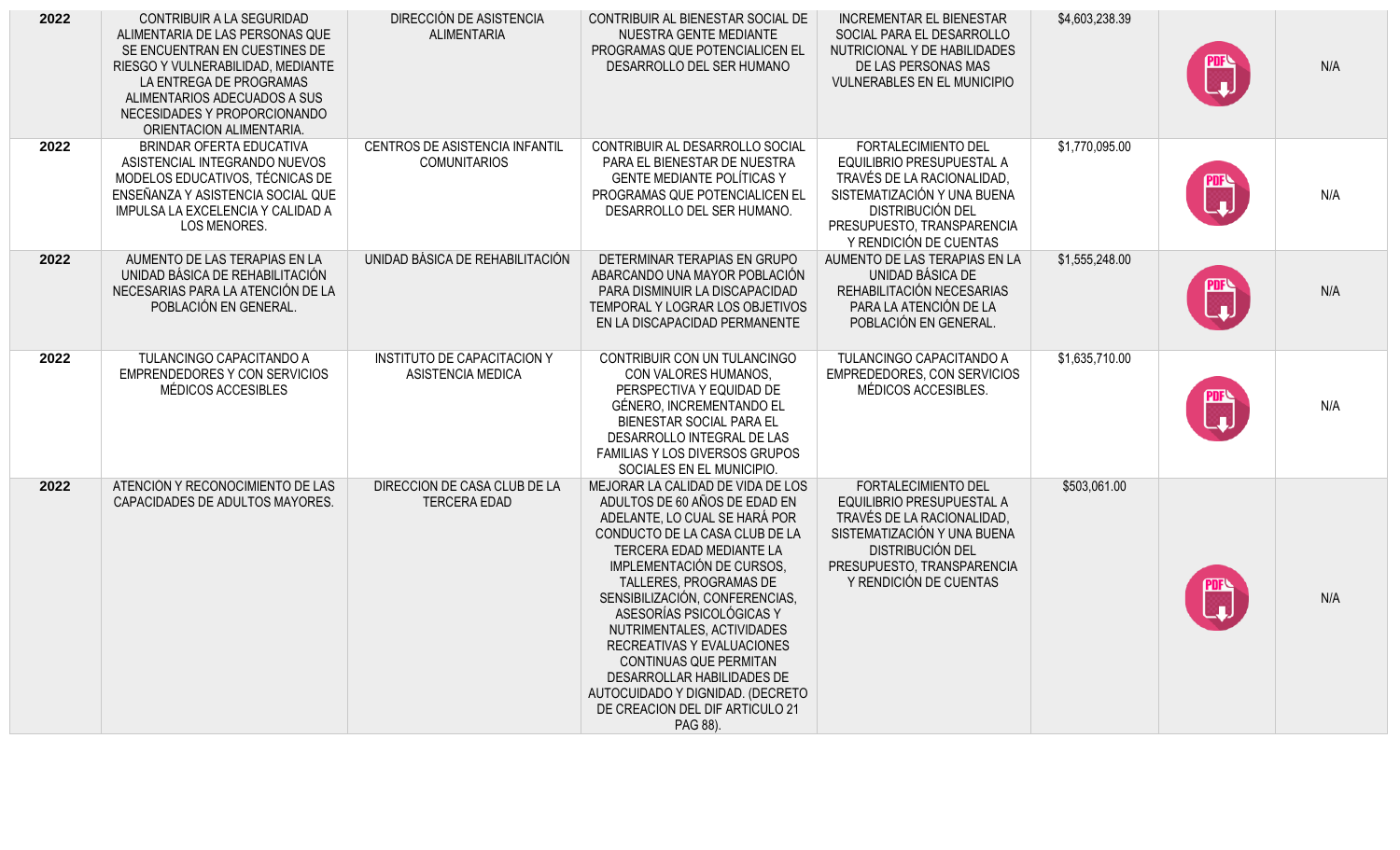| | | | | | | | |
|---|---|---|---|---|---|---|---|
| 2022 | CONTRIBUIR A LA SEGURIDAD ALIMENTARIA DE LAS PERSONAS QUE SE ENCUENTRAN EN CUESTINES DE RIESGO Y VULNERABILIDAD, MEDIANTE LA ENTREGA DE PROGRAMAS ALIMENTARIOS ADECUADOS A SUS NECESIDADES Y PROPORCIONANDO ORIENTACION ALIMENTARIA. | DIRECCIÓN DE ASISTENCIA ALIMENTARIA | CONTRIBUIR AL BIENESTAR SOCIAL DE NUESTRA GENTE MEDIANTE PROGRAMAS QUE POTENCIALICEN EL DESARROLLO DEL SER HUMANO | INCREMENTAR EL BIENESTAR SOCIAL PARA EL DESARROLLO NUTRICIONAL Y DE HABILIDADES DE LAS PERSONAS MAS VULNERABLES EN EL MUNICIPIO | $4,603,238.39 | PDF | N/A |
| 2022 | BRINDAR OFERTA EDUCATIVA ASISTENCIAL INTEGRANDO NUEVOS MODELOS EDUCATIVOS, TÉCNICAS DE ENSEÑANZA Y ASISTENCIA SOCIAL QUE IMPULSA LA EXCELENCIA Y CALIDAD A LOS MENORES. | CENTROS DE ASISTENCIA INFANTIL COMUNITARIOS | CONTRIBUIR AL DESARROLLO SOCIAL PARA EL BIENESTAR DE NUESTRA GENTE MEDIANTE POLÍTICAS Y PROGRAMAS QUE POTENCIALICEN EL DESARROLLO DEL SER HUMANO. | FORTALECIMIENTO DEL EQUILIBRIO PRESUPUESTAL A TRAVÉS DE LA RACIONALIDAD, SISTEMATIZACIÓN Y UNA BUENA DISTRIBUCIÓN DEL PRESUPUESTO, TRANSPARENCIA Y RENDICIÓN DE CUENTAS | $1,770,095.00 | PDF | N/A |
| 2022 | AUMENTO DE LAS TERAPIAS EN LA UNIDAD BÁSICA DE REHABILITACIÓN NECESARIAS PARA LA ATENCIÓN DE LA POBLACIÓN EN GENERAL. | UNIDAD BÁSICA DE REHABILITACIÓN | DETERMINAR TERAPIAS EN GRUPO ABARCANDO UNA MAYOR POBLACIÓN PARA DISMINUIR LA DISCAPACIDAD TEMPORAL Y LOGRAR LOS OBJETIVOS EN LA DISCAPACIDAD PERMANENTE | AUMENTO DE LAS TERAPIAS EN LA UNIDAD BÁSICA DE REHABILITACIÓN NECESARIAS PARA LA ATENCIÓN DE LA POBLACIÓN EN GENERAL. | $1,555,248.00 | PDF | N/A |
| 2022 | TULANCINGO CAPACITANDO A EMPRENDEDORES Y CON SERVICIOS MÉDICOS ACCESIBLES | INSTITUTO DE CAPACITACION Y ASISTENCIA MEDICA | CONTRIBUIR CON UN TULANCINGO CON VALORES HUMANOS, PERSPECTIVA Y EQUIDAD DE GÉNERO, INCREMENTANDO EL BIENESTAR SOCIAL PARA EL DESARROLLO INTEGRAL DE LAS FAMILIAS Y LOS DIVERSOS GRUPOS SOCIALES EN EL MUNICIPIO. | TULANCINGO CAPACITANDO A EMPREDEDORES, CON SERVICIOS MÉDICOS ACCESIBLES. | $1,635,710.00 | PDF | N/A |
| 2022 | ATENCION Y RECONOCIMIENTO DE LAS CAPACIDADES DE ADULTOS MAYORES. | DIRECCION DE CASA CLUB DE LA TERCERA EDAD | MEJORAR LA CALIDAD DE VIDA DE LOS ADULTOS DE 60 AÑOS DE EDAD EN ADELANTE, LO CUAL SE HARÁ POR CONDUCTO DE LA CASA CLUB DE LA TERCERA EDAD MEDIANTE LA IMPLEMENTACIÓN DE CURSOS, TALLERES, PROGRAMAS DE SENSIBILIZACIÓN, CONFERENCIAS, ASESORÍAS PSICOLÓGICAS Y NUTRIMENTALES, ACTIVIDADES RECREATIVAS Y EVALUACIONES CONTINUAS QUE PERMITAN DESARROLLAR HABILIDADES DE AUTOCUIDADO Y DIGNIDAD. (DECRETO DE CREACION DEL DIF ARTICULO 21 PAG 88). | FORTALECIMIENTO DEL EQUILIBRIO PRESUPUESTAL A TRAVÉS DE LA RACIONALIDAD, SISTEMATIZACIÓN Y UNA BUENA DISTRIBUCIÓN DEL PRESUPUESTO, TRANSPARENCIA Y RENDICIÓN DE CUENTAS | $503,061.00 | PDF | N/A |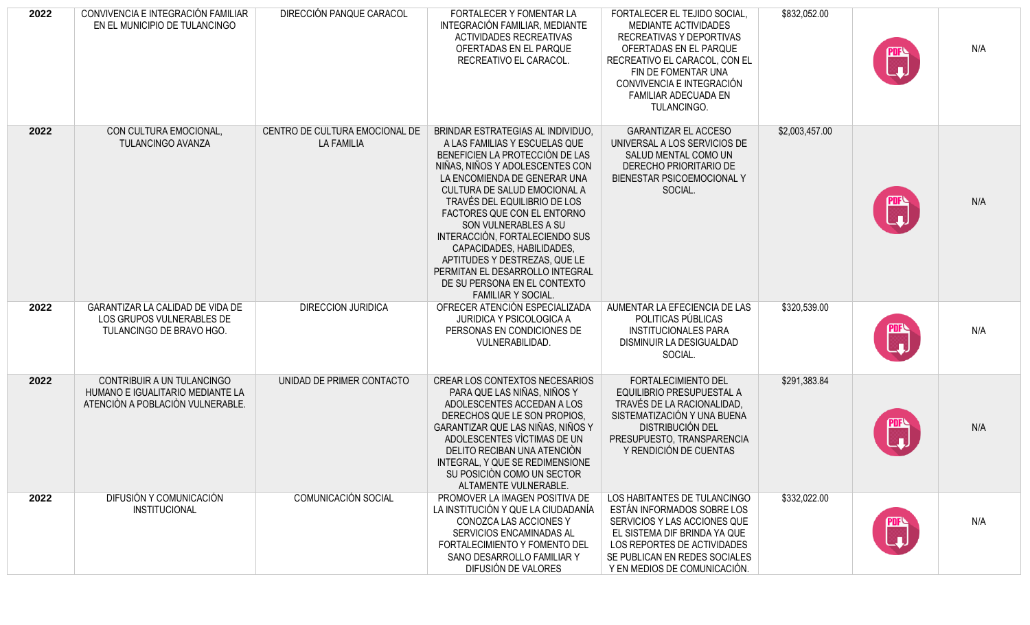| 2022 | CONVIVENCIA E INTEGRACIÓN FAMILIAR EN EL MUNICIPIO DE TULANCINGO | DIRECCIÓN PANQUE CARACOL | FORTALECER Y FOMENTAR LA INTEGRACIÓN FAMILIAR, MEDIANTE ACTIVIDADES RECREATIVAS OFERTADAS EN EL PARQUE RECREATIVO EL CARACOL. | FORTALECER EL TEJIDO SOCIAL, MEDIANTE ACTIVIDADES RECREATIVAS Y DEPORTIVAS OFERTADAS EN EL PARQUE RECREATIVO EL CARACOL, CON EL FIN DE FOMENTAR UNA CONVIVENCIA E INTEGRACIÓN FAMILIAR ADECUADA EN TULANCINGO. | $832,052.00 | | N/A |
|---|---|---|---|---|---|---|---|
| 2022 | CON CULTURA EMOCIONAL, TULANCINGO AVANZA | CENTRO DE CULTURA EMOCIONAL DE LA FAMILIA | BRINDAR ESTRATEGIAS AL INDIVIDUO, A LAS FAMILIAS Y ESCUELAS QUE BENEFICIEN LA PROTECCIÓN DE LAS NIÑAS, NIÑOS Y ADOLESCENTES CON LA ENCOMIENDA DE GENERAR UNA CULTURA DE SALUD EMOCIONAL A TRAVÉS DEL EQUILIBRIO DE LOS FACTORES QUE CON EL ENTORNO SON VULNERABLES A SU INTERACCIÓN, FORTALECIENDO SUS CAPACIDADES, HABILIDADES, APTITUDES Y DESTREZAS, QUE LE PERMITAN EL DESARROLLO INTEGRAL DE SU PERSONA EN EL CONTEXTO FAMILIAR Y SOCIAL. | GARANTIZAR EL ACCESO UNIVERSAL A LOS SERVICIOS DE SALUD MENTAL COMO UN DERECHO PRIORITARIO DE BIENESTAR PSICOEMOCIONAL Y SOCIAL. | $2,003,457.00 | | N/A |
| 2022 | GARANTIZAR LA CALIDAD DE VIDA DE LOS GRUPOS VULNERABLES DE TULANCINGO DE BRAVO HGO. | DIRECCION JURIDICA | OFRECER ATENCIÓN ESPECIALIZADA JURIDICA Y PSICOLOGICA A PERSONAS EN CONDICIONES DE VULNERABILIDAD. | AUMENTAR LA EFECIENCIA DE LAS POLITICAS PÚBLICAS INSTITUCIONALES PARA DISMINUIR LA DESIGUALDAD SOCIAL. | $320,539.00 | | N/A |
| 2022 | CONTRIBUIR A UN TULANCINGO HUMANO E IGUALITARIO MEDIANTE LA ATENCIÒN A POBLACIÒN VULNERABLE. | UNIDAD DE PRIMER CONTACTO | CREAR LOS CONTEXTOS NECESARIOS PARA QUE LAS NIÑAS, NIÑOS Y ADOLESCENTES ACCEDAN A LOS DERECHOS QUE LE SON PROPIOS, GARANTIZAR QUE LAS NIÑAS, NIÑOS Y ADOLESCENTES VÌCTIMAS DE UN DELITO RECIBAN UNA ATENCIÒN INTEGRAL, Y QUE SE REDIMENSIONE SU POSICIÒN COMO UN SECTOR ALTAMENTE VULNERABLE. | FORTALECIMIENTO DEL EQUILIBRIO PRESUPUESTAL A TRAVÉS DE LA RACIONALIDAD, SISTEMATIZACIÓN Y UNA BUENA DISTRIBUCIÓN DEL PRESUPUESTO, TRANSPARENCIA Y RENDICIÓN DE CUENTAS | $291,383.84 | | N/A |
| 2022 | DIFUSIÓN Y COMUNICACIÓN INSTITUCIONAL | COMUNICACIÓN SOCIAL | PROMOVER LA IMAGEN POSITIVA DE LA INSTITUCIÓN Y QUE LA CIUDADANÍA CONOZCA LAS ACCIONES Y SERVICIOS ENCAMINADAS AL FORTALECIMIENTO Y FOMENTO DEL SANO DESARROLLO FAMILIAR Y DIFUSIÓN DE VALORES | LOS HABITANTES DE TULANCINGO ESTÁN INFORMADOS SOBRE LOS SERVICIOS Y LAS ACCIONES QUE EL SISTEMA DIF BRINDA YA QUE LOS REPORTES DE ACTIVIDADES SE PUBLICAN EN REDES SOCIALES Y EN MEDIOS DE COMUNICACIÓN. | $332,022.00 | | N/A |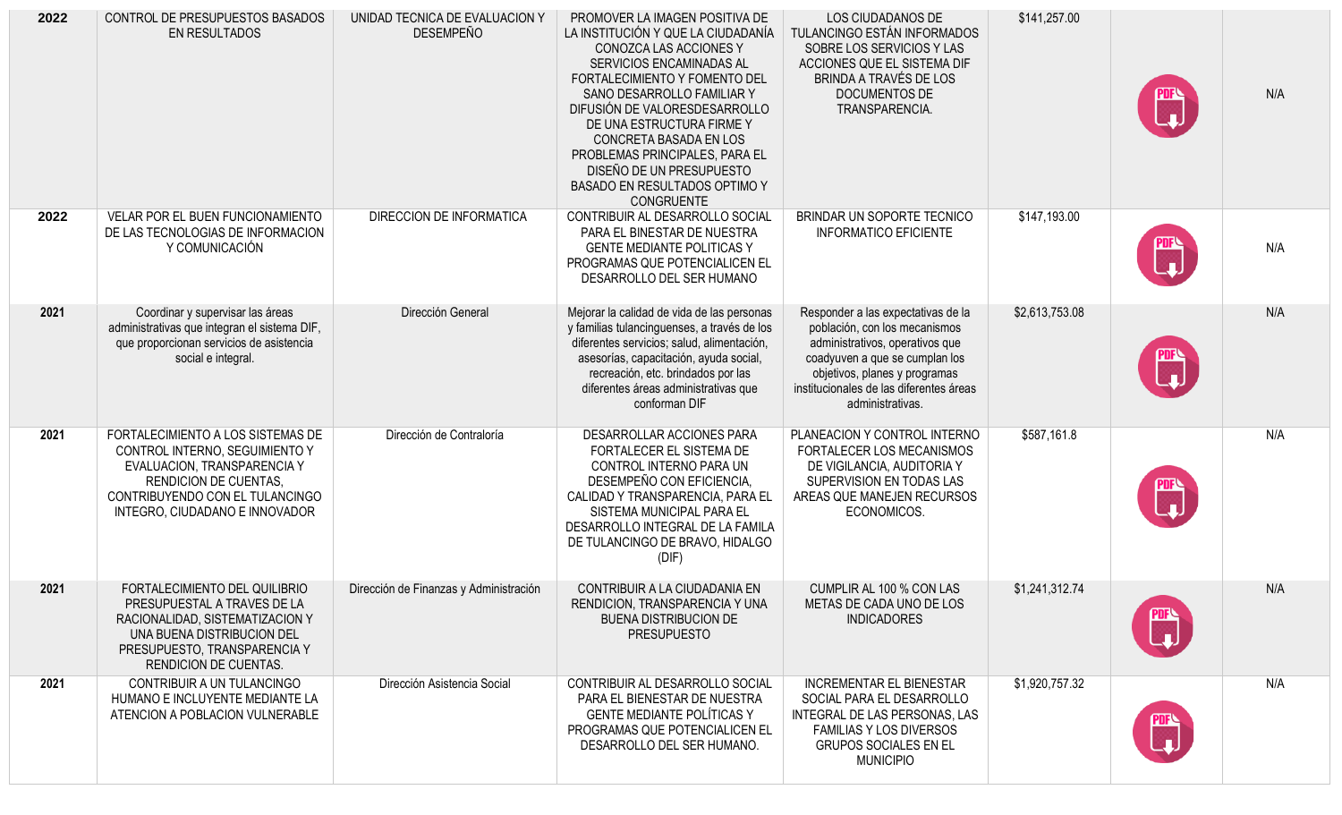| 2022 | CONTROL DE PRESUPUESTOS BASADOS EN RESULTADOS | UNIDAD TECNICA DE EVALUACION Y DESEMPEÑO | PROMOVER LA IMAGEN POSITIVA DE LA INSTITUCIÓN Y QUE LA CIUDADANÍA CONOZCA LAS ACCIONES Y SERVICIOS ENCAMINADAS AL FORTALECIMIENTO Y FOMENTO DEL SANO DESARROLLO FAMILIAR Y DIFUSIÓN DE VALORESDESARROLLO DE UNA ESTRUCTURA FIRME Y CONCRETA BASADA EN LOS PROBLEMAS PRINCIPALES, PARA EL DISEÑO DE UN PRESUPUESTO BASADO EN RESULTADOS OPTIMO Y CONGRUENTE | LOS CIUDADANOS DE TULANCINGO ESTÁN INFORMADOS SOBRE LOS SERVICIOS Y LAS ACCIONES QUE EL SISTEMA DIF BRINDA A TRAVÉS DE LOS DOCUMENTOS DE TRANSPARENCIA. | $141,257.00 | PDF | N/A |
|---|---|---|---|---|---|---|---|
| 2022 | VELAR POR EL BUEN FUNCIONAMIENTO DE LAS TECNOLOGIAS DE INFORMACION Y COMUNICACIÓN | DIRECCION DE INFORMATICA | CONTRIBUIR AL DESARROLLO SOCIAL PARA EL BINESTAR DE NUESTRA GENTE MEDIANTE POLITICAS Y PROGRAMAS QUE POTENCIALICEN EL DESARROLLO DEL SER HUMANO | BRINDAR UN SOPORTE TECNICO INFORMATICO EFICIENTE | $147,193.00 | PDF | N/A |
| 2021 | Coordinar y supervisar las áreas administrativas que integran el sistema DIF, que proporcionan servicios de asistencia social e integral. | Dirección General | Mejorar la calidad de vida de las personas y familias tulancinguenses, a través de los diferentes servicios; salud, alimentación, asesorías, capacitación, ayuda social, recreación, etc. brindados por las diferentes áreas administrativas que conforman DIF | Responder a las expectativas de la población, con los mecanismos administrativos, operativos que coadyuven a que se cumplan los objetivos, planes y programas institucionales de las diferentes áreas administrativas. | $2,613,753.08 | PDF | N/A |
| 2021 | FORTALECIMIENTO A LOS SISTEMAS DE CONTROL INTERNO, SEGUIMIENTO Y EVALUACION, TRANSPARENCIA Y RENDICION DE CUENTAS, CONTRIBUYENDO CON EL TULANCINGO INTEGRO, CIUDADANO E INNOVADOR | Dirección de Contraloría | DESARROLLAR ACCIONES PARA FORTALECER EL SISTEMA DE CONTROL INTERNO PARA UN DESEMPEÑO CON EFICIENCIA, CALIDAD Y TRANSPARENCIA, PARA EL SISTEMA MUNICIPAL PARA EL DESARROLLO INTEGRAL DE LA FAMILA DE TULANCINGO DE BRAVO, HIDALGO (DIF) | PLANEACION Y CONTROL INTERNO FORTALECER LOS MECANISMOS DE VIGILANCIA, AUDITORIA Y SUPERVISION EN TODAS LAS AREAS QUE MANEJEN RECURSOS ECONOMICOS. | $587,161.8 | PDF | N/A |
| 2021 | FORTALECIMIENTO DEL QUILIBRIO PRESUPUESTAL A TRAVES DE LA RACIONALIDAD, SISTEMATIZACION Y UNA BUENA DISTRIBUCION DEL PRESUPUESTO, TRANSPARENCIA Y RENDICION DE CUENTAS. | Dirección de Finanzas y Administración | CONTRIBUIR A LA CIUDADANIA EN RENDICION, TRANSPARENCIA Y UNA BUENA DISTRIBUCION DE PRESUPUESTO | CUMPLIR AL 100 % CON LAS METAS DE CADA UNO DE LOS INDICADORES | $1,241,312.74 | PDF | N/A |
| 2021 | CONTRIBUIR A UN TULANCINGO HUMANO E INCLUYENTE MEDIANTE LA ATENCION A POBLACION VULNERABLE | Dirección Asistencia Social | CONTRIBUIR AL DESARROLLO SOCIAL PARA EL BIENESTAR DE NUESTRA GENTE MEDIANTE POLÍTICAS Y PROGRAMAS QUE POTENCIALICEN EL DESARROLLO DEL SER HUMANO. | INCREMENTAR EL BIENESTAR SOCIAL PARA EL DESARROLLO INTEGRAL DE LAS PERSONAS, LAS FAMILIAS Y LOS DIVERSOS GRUPOS SOCIALES EN EL MUNICIPIO | $1,920,757.32 | PDF | N/A |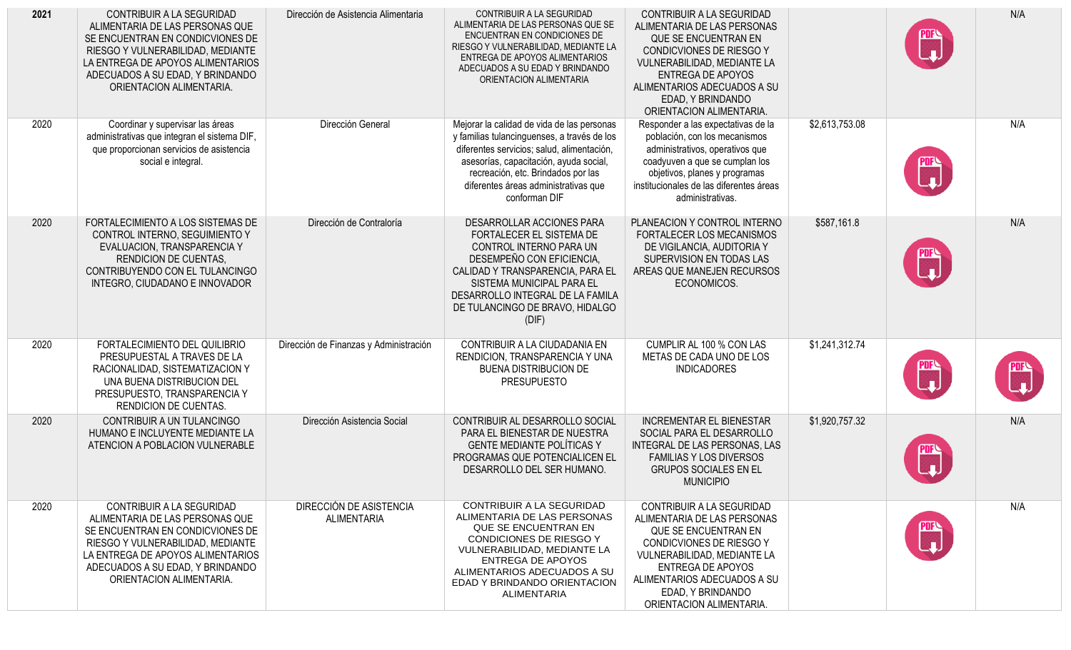| 2021 | CONTRIBUIR A LA SEGURIDAD ALIMENTARIA DE LAS PERSONAS QUE SE ENCUENTRAN EN CONDICIVONES DE RIESGO Y VULNERABILIDAD, MEDIANTE LA ENTREGA DE APOYOS ALIMENTARIOS ADECUADOS A SU EDAD, Y BRINDANDO ORIENTACION ALIMENTARIA. | Dirección de Asistencia Alimentaria | CONTRIBUIR A LA SEGURIDAD ALIMENTARIA DE LAS PERSONAS QUE SE ENCUENTRAN EN CONDICIONES DE RIESGO Y VULNERABILIDAD, MEDIANTE LA ENTREGA DE APOYOS ALIMENTARIOS ADECUADOS A SU EDAD Y BRINDANDO ORIENTACION ALIMENTARIA | CONTRIBUIR A LA SEGURIDAD ALIMENTARIA DE LAS PERSONAS QUE SE ENCUENTRAN EN CONDICVIONES DE RIESGO Y VULNERABILIDAD, MEDIANTE LA ENTREGA DE APOYOS ALIMENTARIOS ADECUADOS A SU EDAD, Y BRINDANDO ORIENTACION ALIMENTARIA. | | PDF | N/A |
|---|---|---|---|---|---|---|---|
| 2020 | Coordinar y supervisar las áreas administrativas que integran el sistema DIF, que proporcionan servicios de asistencia social e integral. | Dirección General | Mejorar la calidad de vida de las personas y familias tulancinguenses, a través de los diferentes servicios; salud, alimentación, asesorías, capacitación, ayuda social, recreación, etc. Brindados por las diferentes áreas administrativas que conforman DIF | Responder a las expectativas de la población, con los mecanismos administrativos, operativos que coadyuven a que se cumplan los objetivos, planes y programas institucionales de las diferentes áreas administrativas. | $2,613,753.08 | PDF | N/A |
| 2020 | FORTALECIMIENTO A LOS SISTEMAS DE CONTROL INTERNO, SEGUIMIENTO Y EVALUACION, TRANSPARENCIA Y RENDICION DE CUENTAS, CONTRIBUYENDO CON EL TULANCINGO INTEGRO, CIUDADANO E INNOVADOR | Dirección de Contraloría | DESARROLLAR ACCIONES PARA FORTALECER EL SISTEMA DE CONTROL INTERNO PARA UN DESEMPEÑO CON EFICIENCIA, CALIDAD Y TRANSPARENCIA, PARA EL SISTEMA MUNICIPAL PARA EL DESARROLLO INTEGRAL DE LA FAMILA DE TULANCINGO DE BRAVO, HIDALGO (DIF) | PLANEACION Y CONTROL INTERNO FORTALECER LOS MECANISMOS DE VIGILANCIA, AUDITORIA Y SUPERVISION EN TODAS LAS AREAS QUE MANEJEN RECURSOS ECONOMICOS. | $587,161.8 | PDF | N/A |
| 2020 | FORTALECIMIENTO DEL QUILIBRIO PRESUPUESTAL A TRAVES DE LA RACIONALIDAD, SISTEMATIZACION Y UNA BUENA DISTRIBUCION DEL PRESUPUESTO, TRANSPARENCIA Y RENDICION DE CUENTAS. | Dirección de Finanzas y Administración | CONTRIBUIR A LA CIUDADANIA EN RENDICION, TRANSPARENCIA Y UNA BUENA DISTRIBUCION DE PRESUPUESTO | CUMPLIR AL 100 % CON LAS METAS DE CADA UNO DE LOS INDICADORES | $1,241,312.74 | PDF | PDF |
| 2020 | CONTRIBUIR A UN TULANCINGO HUMANO E INCLUYENTE MEDIANTE LA ATENCION A POBLACION VULNERABLE | Dirección Asistencia Social | CONTRIBUIR AL DESARROLLO SOCIAL PARA EL BIENESTAR DE NUESTRA GENTE MEDIANTE POLÍTICAS Y PROGRAMAS QUE POTENCIALICEN EL DESARROLLO DEL SER HUMANO. | INCREMENTAR EL BIENESTAR SOCIAL PARA EL DESARROLLO INTEGRAL DE LAS PERSONAS, LAS FAMILIAS Y LOS DIVERSOS GRUPOS SOCIALES EN EL MUNICIPIO | $1,920,757.32 | PDF | N/A |
| 2020 | CONTRIBUIR A LA SEGURIDAD ALIMENTARIA DE LAS PERSONAS QUE SE ENCUENTRAN EN CONDICIVONES DE RIESGO Y VULNERABILIDAD, MEDIANTE LA ENTREGA DE APOYOS ALIMENTARIOS ADECUADOS A SU EDAD, Y BRINDANDO ORIENTACION ALIMENTARIA. | DIRECCIÓN DE ASISTENCIA ALIMENTARIA | CONTRIBUIR A LA SEGURIDAD ALIMENTARIA DE LAS PERSONAS QUE SE ENCUENTRAN EN CONDICIONES DE RIESGO Y VULNERABILIDAD, MEDIANTE LA ENTREGA DE APOYOS ALIMENTARIOS ADECUADOS A SU EDAD Y BRINDANDO ORIENTACION ALIMENTARIA | CONTRIBUIR A LA SEGURIDAD ALIMENTARIA DE LAS PERSONAS QUE SE ENCUENTRAN EN CONDICVIONES DE RIESGO Y VULNERABILIDAD, MEDIANTE LA ENTREGA DE APOYOS ALIMENTARIOS ADECUADOS A SU EDAD, Y BRINDANDO ORIENTACION ALIMENTARIA. | | PDF | N/A |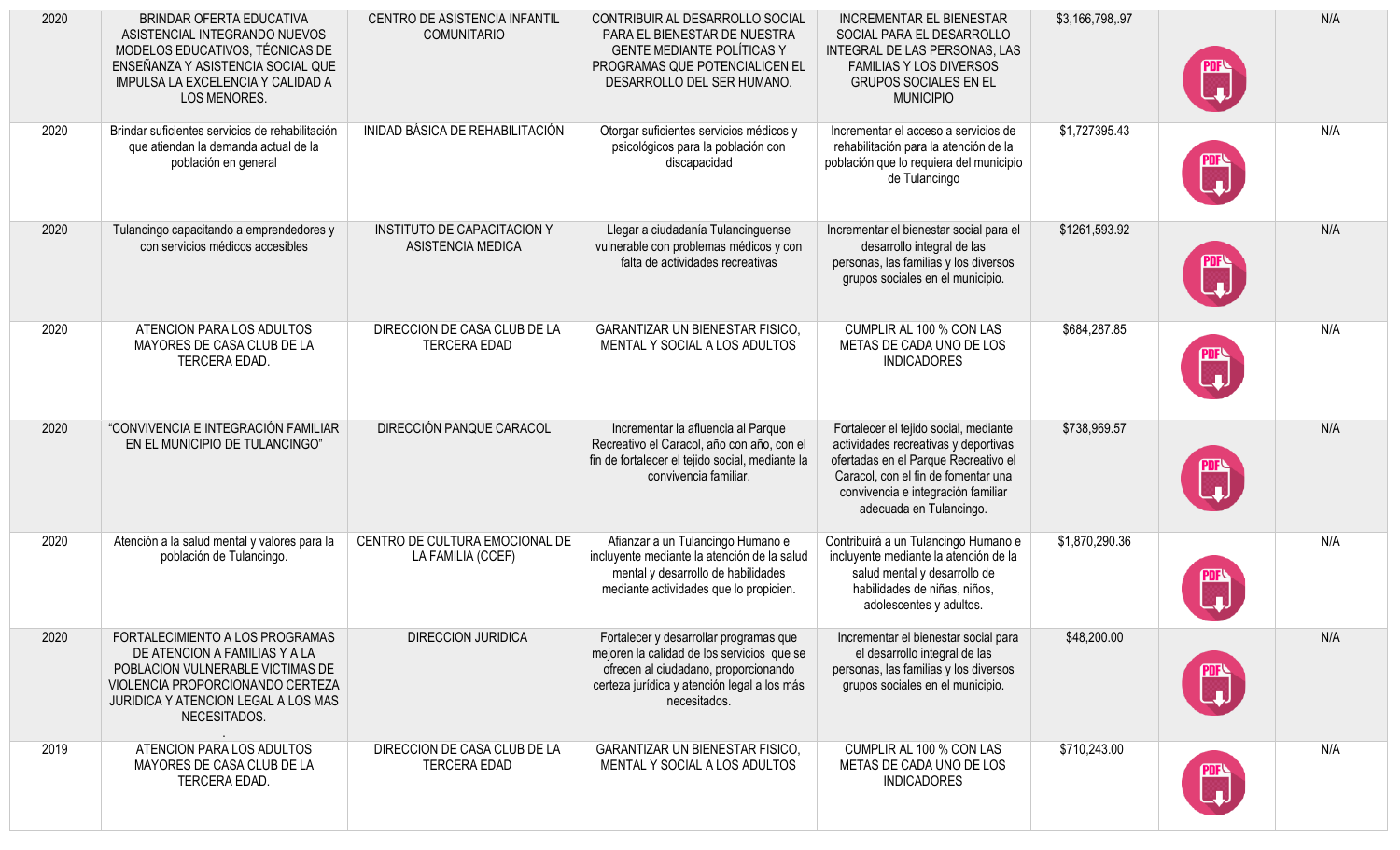| | | | | | | | |
|---|---|---|---|---|---|---|---|
| 2020 | BRINDAR OFERTA EDUCATIVA ASISTENCIAL INTEGRANDO NUEVOS MODELOS EDUCATIVOS, TÉCNICAS DE ENSEÑANZA Y ASISTENCIA SOCIAL QUE IMPULSA LA EXCELENCIA Y CALIDAD A LOS MENORES. | CENTRO DE ASISTENCIA INFANTIL COMUNITARIO | CONTRIBUIR AL DESARROLLO SOCIAL PARA EL BIENESTAR DE NUESTRA GENTE MEDIANTE POLÍTICAS Y PROGRAMAS QUE POTENCIALICEN EL DESARROLLO DEL SER HUMANO. | INCREMENTAR EL BIENESTAR SOCIAL PARA EL DESARROLLO INTEGRAL DE LAS PERSONAS, LAS FAMILIAS Y LOS DIVERSOS GRUPOS SOCIALES EN EL MUNICIPIO | $3,166,798,.97 | | N/A |
| 2020 | Brindar suficientes servicios de rehabilitación que atiendan la demanda actual de la población en general | INIDAD BÀSICA DE REHABILITACIÒN | Otorgar suficientes servicios médicos y psicológicos para la población con discapacidad | Incrementar el acceso a servicios de rehabilitación para la atención de la población que lo requiera del municipio de Tulancingo | $1,727395.43 | | N/A |
| 2020 | Tulancingo capacitando a emprendedores y con servicios médicos accesibles | INSTITUTO DE CAPACITACION Y ASISTENCIA MEDICA | Llegar a ciudadanía Tulancinguense vulnerable con problemas médicos y con falta de actividades recreativas | Incrementar el bienestar social para el desarrollo integral de las personas, las familias y los diversos grupos sociales en el municipio. | $1261,593.92 | | N/A |
| 2020 | ATENCION PARA LOS ADULTOS MAYORES DE CASA CLUB DE LA TERCERA EDAD. | DIRECCION DE CASA CLUB DE LA TERCERA EDAD | GARANTIZAR UN BIENESTAR FISICO, MENTAL Y SOCIAL A LOS ADULTOS | CUMPLIR AL 100 % CON LAS METAS DE CADA UNO DE LOS INDICADORES | $684,287.85 | | N/A |
| 2020 | "CONVIVENCIA E INTEGRACIÓN FAMILIAR EN EL MUNICIPIO DE TULANCINGO" | DIRECCIÓN PANQUE CARACOL | Incrementar la afluencia al Parque Recreativo el Caracol, año con año, con el fin de fortalecer el tejido social, mediante la convivencia familiar. | Fortalecer el tejido social, mediante actividades recreativas y deportivas ofertadas en el Parque Recreativo el Caracol, con el fin de fomentar una convivencia e integración familiar adecuada en Tulancingo. | $738,969.57 | | N/A |
| 2020 | Atención a la salud mental y valores para la población de Tulancingo. | CENTRO DE CULTURA EMOCIONAL DE LA FAMILIA (CCEF) | Afianzar a un Tulancingo Humano e incluyente mediante la atención de la salud mental y desarrollo de habilidades mediante actividades que lo propicien. | Contribuirá a un Tulancingo Humano e incluyente mediante la atención de la salud mental y desarrollo de habilidades de niñas, niños, adolescentes y adultos. | $1,870,290.36 | | N/A |
| 2020 | FORTALECIMIENTO A LOS PROGRAMAS DE ATENCION A FAMILIAS Y A LA POBLACION VULNERABLE VICTIMAS DE VIOLENCIA PROPORCIONANDO CERTEZA JURIDICA Y ATENCION LEGAL A LOS MAS NECESITADOS. | DIRECCION JURIDICA | Fortalecer y desarrollar programas que mejoren la calidad de los servicios que se ofrecen al ciudadano, proporcionando certeza jurídica y atención legal a los más necesitados. | Incrementar el bienestar social para el desarrollo integral de las personas, las familias y los diversos grupos sociales en el municipio. | $48,200.00 | | N/A |
| 2019 | ATENCION PARA LOS ADULTOS MAYORES DE CASA CLUB DE LA TERCERA EDAD. | DIRECCION DE CASA CLUB DE LA TERCERA EDAD | GARANTIZAR UN BIENESTAR FISICO, MENTAL Y SOCIAL A LOS ADULTOS | CUMPLIR AL 100 % CON LAS METAS DE CADA UNO DE LOS INDICADORES | $710,243.00 | | N/A |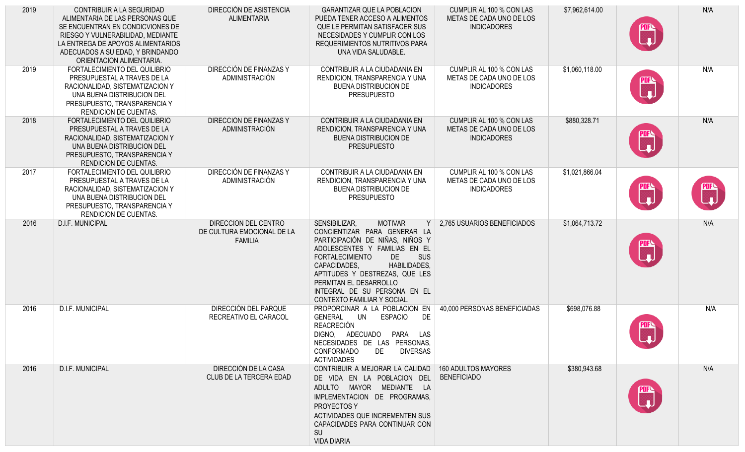| | | | | | | | |
|---|---|---|---|---|---|---|---|
| 2019 | CONTRIBUIR A LA SEGURIDAD ALIMENTARIA DE LAS PERSONAS QUE SE ENCUENTRAN EN CONDICVIONES DE RIESGO Y VULNERABILIDAD, MEDIANTE LA ENTREGA DE APOYOS ALIMENTARIOS ADECUADOS A SU EDAD, Y BRINDANDO ORIENTACION ALIMENTARIA. | DIRECCIÓN DE ASISTENCIA ALIMENTARIA | GARANTIZAR QUE LA POBLACION PUEDA TENER ACCESO A ALIMENTOS QUE LE PERMITAN SATISFACER SUS NECESIDADES Y CUMPLIR CON LOS REQUERIMIENTOS NUTRITIVOS PARA UNA VIDA SALUDABLE. | CUMPLIR AL 100 % CON LAS METAS DE CADA UNO DE LOS INDICADORES | $7,962,614.00 | PDF | N/A |
| 2019 | FORTALECIMIENTO DEL QUILIBRIO PRESUPESTAL A TRAVES DE LA RACIONALIDAD, SISTEMATIZACION Y UNA BUENA DISTRIBUCION DEL PRESUPUESTO, TRANSPARENCIA Y RENDICION DE CUENTAS. | DIRECCIÓN DE FINANZAS Y ADMINISTRACIÓN | CONTRIBUIR A LA CIUDADANIA EN RENDICION, TRANSPARENCIA Y UNA BUENA DISTRIBUCION DE PRESUPUESTO | CUMPLIR AL 100 % CON LAS METAS DE CADA UNO DE LOS INDICADORES | $1,060,118.00 | PDF | N/A |
| 2018 | FORTALECIMIENTO DEL QUILIBRIO PRESUPESTAL A TRAVES DE LA RACIONALIDAD, SISTEMATIZACION Y UNA BUENA DISTRIBUCION DEL PRESUPUESTO, TRANSPARENCIA Y RENDICION DE CUENTAS. | DIRECCIÓN DE FINANZAS Y ADMINISTRACIÓN | CONTRIBUIR A LA CIUDADANIA EN RENDICION, TRANSPARENCIA Y UNA BUENA DISTRIBUCION DE PRESUPUESTO | CUMPLIR AL 100 % CON LAS METAS DE CADA UNO DE LOS INDICADORES | $880,328.71 | PDF | N/A |
| 2017 | FORTALECIMIENTO DEL QUILIBRIO PRESUPESTAL A TRAVES DE LA RACIONALIDAD, SISTEMATIZACION Y UNA BUENA DISTRIBUCION DEL PRESUPUESTO, TRANSPARENCIA Y RENDICION DE CUENTAS. | DIRECCIÓN DE FINANZAS Y ADMINISTRACIÓN | CONTRIBUIR A LA CIUDADANIA EN RENDICION, TRANSPARENCIA Y UNA BUENA DISTRIBUCION DE PRESUPUESTO | CUMPLIR AL 100 % CON LAS METAS DE CADA UNO DE LOS INDICADORES | $1,021,866.04 | PDF | PDF |
| 2016 | D.I.F. MUNICIPAL | DIRECCION DEL CENTRO DE CULTURA EMOCIONAL DE LA FAMILIA | SENSIBILIZAR, MOTIVAR Y CONCIENTIZAR PARA GENERAR LA PARTICIPACIÓN DE NIÑAS, NIÑOS Y ADOLESCENTES Y FAMILIAS EN EL FORTALECIMIENTO DE SUS CAPACIDADES, HABILIDADES, APTITUDES Y DESTREZAS, QUE LES PERMITAN EL DESARROLLO INTEGRAL DE SU PERSONA EN EL CONTEXTO FAMILIAR Y SOCIAL. | 2,765 USUARIOS BENEFICIADOS | $1,064,713.72 | PDF | N/A |
| 2016 | D.I.F. MUNICIPAL | DIRECCIÓN DEL PARQUE RECREATIVO EL CARACOL | PROPORCINAR A LA POBLACION EN GENERAL UN ESPACIO DE REACRECIÓN DIGNO, ADECUADO PARA LAS NECESIDADES DE LAS PERSONAS, CONFORMADO DE DIVERSAS ACTIVIDADES | 40,000 PERSONAS BENEFICIADAS | $698,076.88 | PDF | N/A |
| 2016 | D.I.F. MUNICIPAL | DIRECCIÓN DE LA CASA CLUB DE LA TERCERA EDAD | CONTRIBUIR A MEJORAR LA CALIDAD DE VIDA EN LA POBLACION DEL ADULTO MAYOR MEDIANTE LA IMPLEMENTACION DE PROGRAMAS, PROYECTOS Y ACTIVIDADES QUE INCREMENTEN SUS CAPACIDADES PARA CONTINUAR CON SU VIDA DIARIA | 160 ADULTOS MAYORES BENEFICIADO | $380,943.68 | PDF | N/A |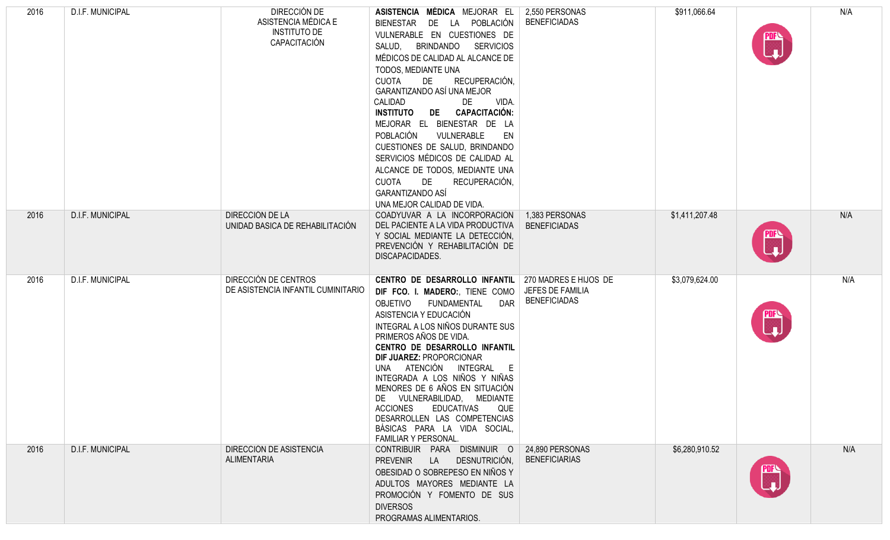| 2016 | D.I.F. MUNICIPAL | DIRECCIÓN DE ASISTENCIA MÉDICA E INSTITUTO DE CAPACITACIÓN | **ASISTENCIA MÉDICA** MEJORAR EL BIENESTAR DE LA POBLACIÓN VULNERABLE EN CUESTIONES DE SALUD, BRINDANDO SERVICIOS MÉDICOS DE CALIDAD AL ALCANCE DE TODOS, MEDIANTE UNA CUOTA DE RECUPERACIÓN, GARANTIZANDO ASÍ UNA MEJOR CALIDAD DE VIDA. **INSTITUTO DE CAPACITACIÓN:** MEJORAR EL BIENESTAR DE LA POBLACIÓN VULNERABLE EN CUESTIONES DE SALUD, BRINDANDO SERVICIOS MÉDICOS DE CALIDAD AL ALCANCE DE TODOS, MEDIANTE UNA CUOTA DE RECUPERACIÓN, GARANTIZANDO ASÍ UNA MEJOR CALIDAD DE VIDA. | 2,550 PERSONAS BENEFICIADAS | $911,066.64 | PDF | N/A |
|---|---|---|---|---|---|---|---|
| 2016 | D.I.F. MUNICIPAL | DIRECCION DE LA UNIDAD BASICA DE REHABILITACIÓN | COADYUVAR A LA INCORPORACION DEL PACIENTE A LA VIDA PRODUCTIVA Y SOCIAL MEDIANTE LA DETECCIÓN, PREVENCIÓN Y REHABILITACIÓN DE DISCAPACIDADES. | 1,383 PERSONAS BENEFICIADAS | $1,411,207.48 | PDF | N/A |
| 2016 | D.I.F. MUNICIPAL | DIRECCIÓN DE CENTROS DE ASISTENCIA INFANTIL CUMINITARIO | **CENTRO DE DESARROLLO INFANTIL DIF FCO. I. MADERO:**, TIENE COMO OBJETIVO FUNDAMENTAL DAR ASISTENCIA Y EDUCACIÓN INTEGRAL A LOS NIÑOS DURANTE SUS PRIMEROS AÑOS DE VIDA. **CENTRO DE DESARROLLO INFANTIL DIF JUAREZ:** PROPORCIONAR UNA ATENCIÓN INTEGRAL E INTEGRADA A LOS NIÑOS Y NIÑAS MENORES DE 6 AÑOS EN SITUACIÓN DE VULNERABILIDAD, MEDIANTE ACCIONES EDUCATIVAS QUE DESARROLLEN LAS COMPETENCIAS BÁSICAS PARA LA VIDA SOCIAL, FAMILIAR Y PERSONAL. | 270 MADRES E HIJOS DE JEFES DE FAMILIA BENEFICIADAS | $3,079,624.00 | PDF | N/A |
| 2016 | D.I.F. MUNICIPAL | DIRECCION DE ASISTENCIA ALIMENTARIA | CONTRIBUIR PARA DISMINUIR O PREVENIR LA DESNUTRICIÓN, OBESIDAD O SOBREPESO EN NIÑOS Y ADULTOS MAYORES MEDIANTE LA PROMOCIÓN Y FOMENTO DE SUS DIVERSOS PROGRAMAS ALIMENTARIOS. | 24,890 PERSONAS BENEFICIARIAS | $6,280,910.52 | PDF | N/A |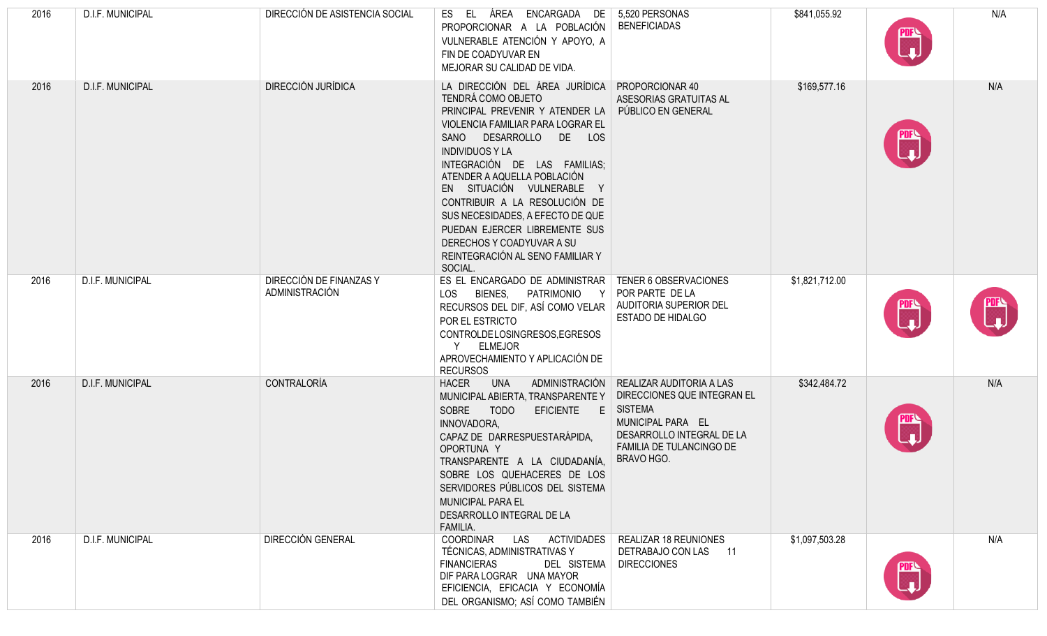| 2016 | D.I.F. MUNICIPAL | DIRECCIÓN DE ASISTENCIA SOCIAL | ES EL ÁREA ENCARGADA DE PROPORCIONAR A LA POBLACIÓN VULNERABLE ATENCIÓN Y APOYO, A FIN DE COADYUVAR EN MEJORAR SU CALIDAD DE VIDA. | 5,520 PERSONAS BENEFICIADAS | $841,055.92 | PDF | N/A |
|---|---|---|---|---|---|---|---|
| 2016 | D.I.F. MUNICIPAL | DIRECCIÓN JURÍDICA | LA DIRECCIÓN DEL ÁREA JURÍDICA TENDRÁ COMO OBJETO PRINCIPAL PREVENIR Y ATENDER LA VIOLENCIA FAMILIAR PARA LOGRAR EL SANO DESARROLLO DE LOS INDIVIDUOS Y LA INTEGRACIÓN DE LAS FAMILIAS; ATENDER A AQUELLA POBLACIÓN EN SITUACIÓN VULNERABLE Y CONTRIBUIR A LA RESOLUCIÓN DE SUS NECESIDADES, A EFECTO DE QUE PUEDAN EJERCER LIBREMENTE SUS DERECHOS Y COADYUVAR A SU REINTEGRACIÓN AL SENO FAMILIAR Y SOCIAL. | PROPORCIONAR 40 ASESORIAS GRATUITAS AL PÚBLICO EN GENERAL | $169,577.16 | PDF | N/A |
| 2016 | D.I.F. MUNICIPAL | DIRECCIÓN DE FINANZAS Y ADMINISTRACIÓN | ES EL ENCARGADO DE ADMINISTRAR LOS BIENES, PATRIMONIO Y RECURSOS DEL DIF, ASÍ COMO VELAR POR EL ESTRICTO CONTROLDELOSINGRESOS,EGRESOS Y ELMEJOR APROVECHAMIENTO Y APLICACIÓN DE RECURSOS | TENER 6 OBSERVACIONES POR PARTE DE LA AUDITORIA SUPERIOR DEL ESTADO DE HIDALGO | $1,821,712.00 | PDF | PDF |
| 2016 | D.I.F. MUNICIPAL | CONTRALORÍA | HACER UNA ADMINISTRACIÓN MUNICIPAL ABIERTA, TRANSPARENTE Y SOBRE TODO EFICIENTE E INNOVADORA, CAPAZ DE DARRESPUESTARÁPIDA, OPORTUNA Y TRANSPARENTE A LA CIUDADANÍA, SOBRE LOS QUEHACERES DE LOS SERVIDORES PÚBLICOS DEL SISTEMA MUNICIPAL PARA EL DESARROLLO INTEGRAL DE LA FAMILIA. | REALIZAR AUDITORIA A LAS DIRECCIONES QUE INTEGRAN EL SISTEMA MUNICIPAL PARA EL DESARROLLO INTEGRAL DE LA FAMILIA DE TULANCINGO DE BRAVO HGO. | $342,484.72 | PDF | N/A |
| 2016 | D.I.F. MUNICIPAL | DIRECCIÓN GENERAL | COORDINAR LAS ACTIVIDADES TÉCNICAS, ADMINISTRATIVAS Y FINANCIERAS DEL SISTEMA DIF PARA LOGRAR UNA MAYOR EFICIENCIA, EFICACIA Y ECONOMÍA DEL ORGANISMO; ASÍ COMO TAMBIÉN | REALIZAR 18 REUNIONES DETRABAJO CON LAS 11 DIRECCIONES | $1,097,503.28 | PDF | N/A |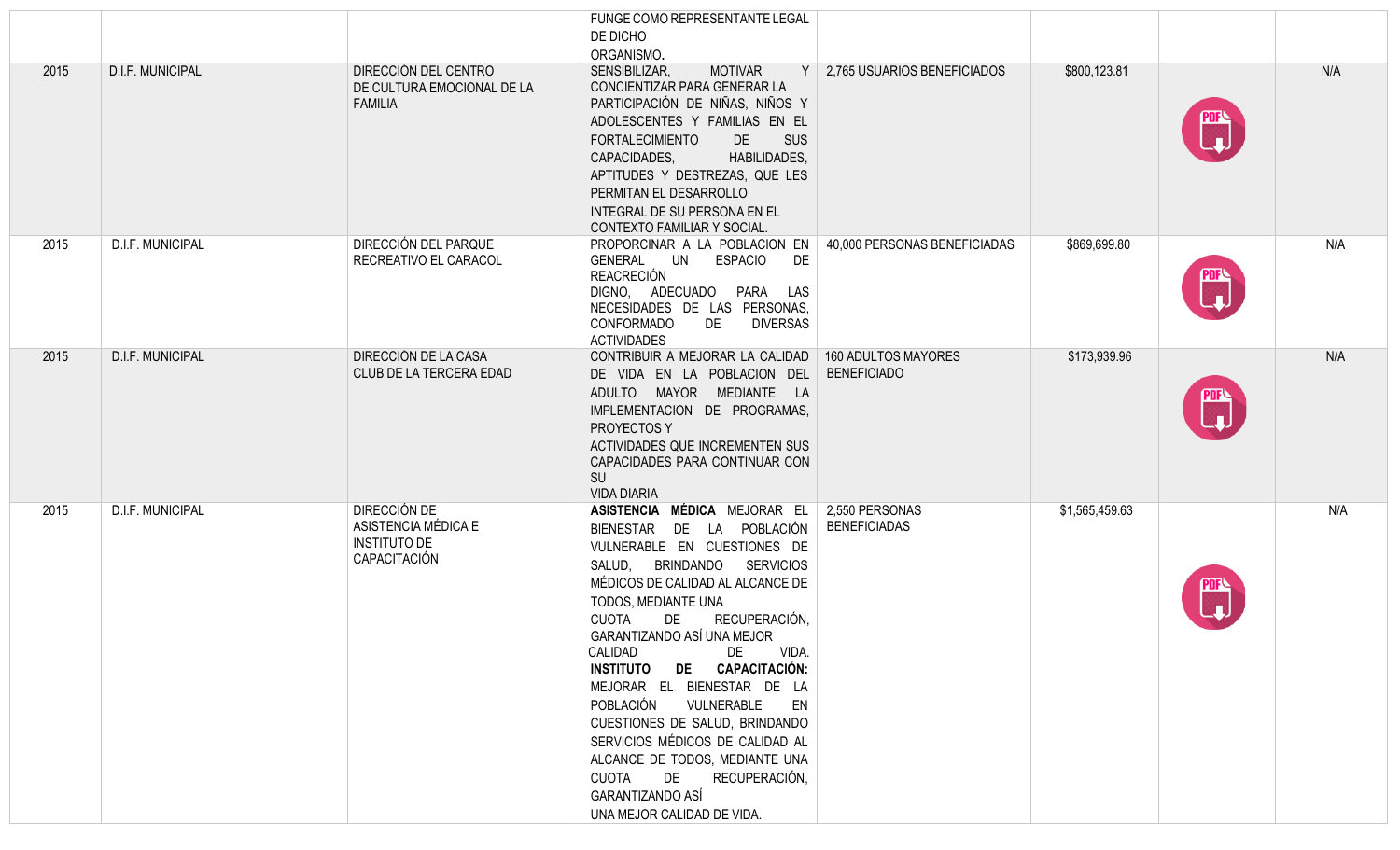| | | | | | | | |
|---|---|---|---|---|---|---|---|
| | | | FUNGE COMO REPRESENTANTE LEGAL DE DICHO ORGANISMO. | | | | |
| 2015 | D.I.F. MUNICIPAL | DIRECCIÓN DEL CENTRO DE CULTURA EMOCIONAL DE LA FAMILIA | SENSIBILIZAR, MOTIVAR Y CONCIENTIZAR PARA GENERAR LA PARTICIPACIÓN DE NIÑAS, NIÑOS Y ADOLESCENTES Y FAMILIAS EN EL FORTALECIMIENTO DE SUS CAPACIDADES, HABILIDADES, APTITUDES Y DESTREZAS, QUE LES PERMITAN EL DESARROLLO INTEGRAL DE SU PERSONA EN EL CONTEXTO FAMILIAR Y SOCIAL. | 2,765 USUARIOS BENEFICIADOS | $800,123.81 | PDF | N/A |
| 2015 | D.I.F. MUNICIPAL | DIRECCIÓN DEL PARQUE RECREATIVO EL CARACOL | PROPORCINAR A LA POBLACION EN GENERAL UN ESPACIO DE REACRECIÓN DIGNO, ADECUADO PARA LAS NECESIDADES DE LAS PERSONAS, CONFORMADO DE DIVERSAS ACTIVIDADES | 40,000 PERSONAS BENEFICIADAS | $869,699.80 | PDF | N/A |
| 2015 | D.I.F. MUNICIPAL | DIRECCIÓN DE LA CASA CLUB DE LA TERCERA EDAD | CONTRIBUIR A MEJORAR LA CALIDAD DE VIDA EN LA POBLACION DEL ADULTO MAYOR MEDIANTE LA IMPLEMENTACION DE PROGRAMAS, PROYECTOS Y ACTIVIDADES QUE INCREMENTEN SUS CAPACIDADES PARA CONTINUAR CON SU VIDA DIARIA | 160 ADULTOS MAYORES BENEFICIADO | $173,939.96 | PDF | N/A |
| 2015 | D.I.F. MUNICIPAL | DIRECCIÓN DE ASISTENCIA MÉDICA E INSTITUTO DE CAPACITACIÓN | **ASISTENCIA MÉDICA** MEJORAR EL BIENESTAR DE LA POBLACIÓN VULNERABLE EN CUESTIONES DE SALUD, BRINDANDO SERVICIOS MÉDICOS DE CALIDAD AL ALCANCE DE TODOS, MEDIANTE UNA CUOTA DE RECUPERACIÓN, GARANTIZANDO ASÍ UNA MEJOR CALIDAD DE VIDA. **INSTITUTO DE CAPACITACIÓN:** MEJORAR EL BIENESTAR DE LA POBLACIÓN VULNERABLE EN CUESTIONES DE SALUD, BRINDANDO SERVICIOS MÉDICOS DE CALIDAD AL ALCANCE DE TODOS, MEDIANTE UNA CUOTA DE RECUPERACIÓN, GARANTIZANDO ASÍ UNA MEJOR CALIDAD DE VIDA. | 2,550 PERSONAS BENEFICIADAS | $1,565,459.63 | PDF | N/A |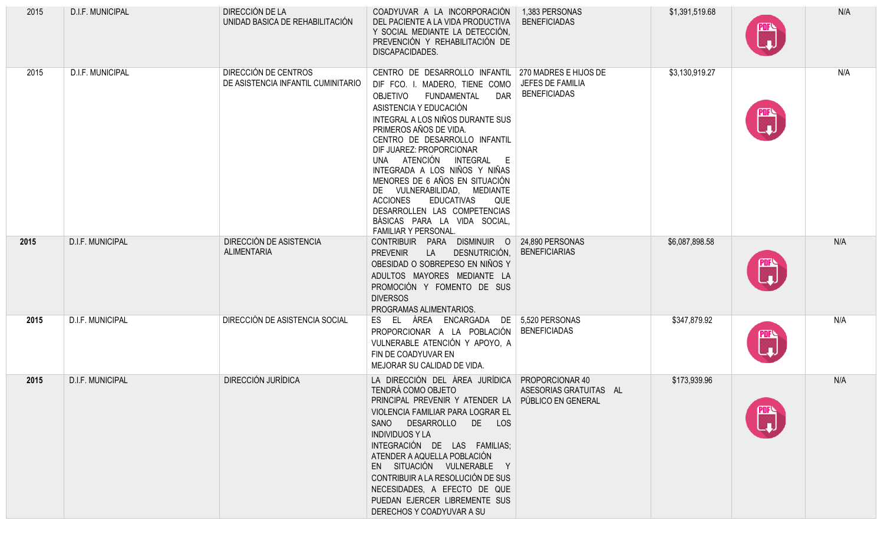| | | | | | | | |
|---|---|---|---|---|---|---|---|
| 2015 | D.I.F. MUNICIPAL | DIRECCIÓN DE LA UNIDAD BASICA DE REHABILITACIÓN | COADYUVAR A LA INCORPORACIÓN DEL PACIENTE A LA VIDA PRODUCTIVA Y SOCIAL MEDIANTE LA DETECCIÓN, PREVENCIÓN Y REHABILITACIÓN DE DISCAPACIDADES. | 1,383 PERSONAS BENEFICIADAS | $1,391,519.68 | PDF | N/A |
| 2015 | D.I.F. MUNICIPAL | DIRECCIÓN DE CENTROS DE ASISTENCIA INFANTIL CUMINITARIO | CENTRO DE DESARROLLO INFANTIL DIF FCO. I. MADERO, TIENE COMO OBJETIVO FUNDAMENTAL DAR ASISTENCIA Y EDUCACIÓN INTEGRAL A LOS NIÑOS DURANTE SUS PRIMEROS AÑOS DE VIDA. CENTRO DE DESARROLLO INFANTIL DIF JUAREZ: PROPORCIONAR UNA ATENCIÓN INTEGRAL E INTEGRADA A LOS NIÑOS Y NIÑAS MENORES DE 6 AÑOS EN SITUACIÓN DE VULNERABILIDAD, MEDIANTE ACCIONES EDUCATIVAS QUE DESARROLLEN LAS COMPETENCIAS BÁSICAS PARA LA VIDA SOCIAL, FAMILIAR Y PERSONAL. | 270 MADRES E HIJOS DE JEFES DE FAMILIA BENEFICIADAS | $3,130,919.27 | PDF | N/A |
| **2015** | D.I.F. MUNICIPAL | DIRECCIÓN DE ASISTENCIA ALIMENTARIA | CONTRIBUIR PARA DISMINUIR O PREVENIR LA DESNUTRICIÓN, OBESIDAD O SOBREPESO EN NIÑOS Y ADULTOS MAYORES MEDIANTE LA PROMOCIÓN Y FOMENTO DE SUS DIVERSOS PROGRAMAS ALIMENTARIOS. | 24,890 PERSONAS BENEFICIARIAS | $6,087,898.58 | PDF | N/A |
| **2015** | D.I.F. MUNICIPAL | DIRECCIÓN DE ASISTENCIA SOCIAL | ES EL ÁREA ENCARGADA DE PROPORCIONAR A LA POBLACIÓN VULNERABLE ATENCIÓN Y APOYO, A FIN DE COADYUVAR EN MEJORAR SU CALIDAD DE VIDA. | 5,520 PERSONAS BENEFICIADAS | $347,879.92 | PDF | N/A |
| **2015** | D.I.F. MUNICIPAL | DIRECCIÓN JURÍDICA | LA DIRECCIÓN DEL ÁREA JURÍDICA TENDRÁ COMO OBJETO PRINCIPAL PREVENIR Y ATENDER LA VIOLENCIA FAMILIAR PARA LOGRAR EL SANO DESARROLLO DE LOS INDIVIDUOS Y LA INTEGRACIÓN DE LAS FAMILIAS; ATENDER A AQUELLA POBLACIÓN EN SITUACIÓN VULNERABLE Y CONTRIBUIR A LA RESOLUCIÓN DE SUS NECESIDADES, A EFECTO DE QUE PUEDAN EJERCER LIBREMENTE SUS DERECHOS Y COADYUVAR A SU | PROPORCIONAR 40 ASESORIAS GRATUITAS AL PÚBLICO EN GENERAL | $173,939.96 | PDF | N/A |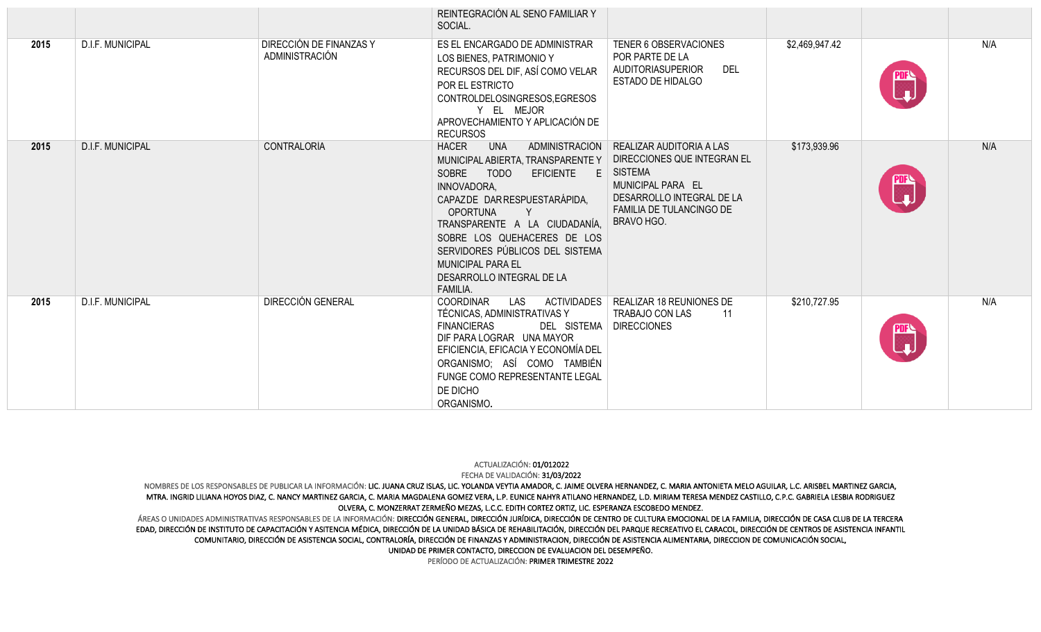| | | | | | | | |
|---|---|---|---|---|---|---|---|
| | | | REINTEGRACIÓN AL SENO FAMILIAR Y SOCIAL. | | | | |
| **2015** | D.I.F. MUNICIPAL | DIRECCIÓN DE FINANZAS Y ADMINISTRACIÓN | ES EL ENCARGADO DE ADMINISTRAR LOS BIENES, PATRIMONIO Y RECURSOS DEL DIF, ASÍ COMO VELAR POR EL ESTRICTO CONTROLDELOSINGRESOS,EGRESOS Y EL MEJOR APROVECHAMIENTO Y APLICACIÓN DE RECURSOS | TENER 6 OBSERVACIONES POR PARTE DE LA AUDITORIASUPERIOR DEL ESTADO DE HIDALGO | $2,469,947.42 | | N/A |
| **2015** | D.I.F. MUNICIPAL | CONTRALORIA | HACER UNA ADMINISTRACION MUNICIPAL ABIERTA, TRANSPARENTE Y SOBRE TODO EFICIENTE E INNOVADORA, CAPAZDE DARRESPUESTARÁPIDA, OPORTUNA Y TRANSPARENTE A LA CIUDADANÍA, SOBRE LOS QUEHACERES DE LOS SERVIDORES PÚBLICOS DEL SISTEMA MUNICIPAL PARA EL DESARROLLO INTEGRAL DE LA FAMILIA. | REALIZAR AUDITORIA A LAS DIRECCIONES QUE INTEGRAN EL SISTEMA MUNICIPAL PARA EL DESARROLLO INTEGRAL DE LA FAMILIA DE TULANCINGO DE BRAVO HGO. | $173,939.96 | | N/A |
| **2015** | D.I.F. MUNICIPAL | DIRECCIÓN GENERAL | COORDINAR LAS ACTIVIDADES TÉCNICAS, ADMINISTRATIVAS Y FINANCIERAS DEL SISTEMA DIF PARA LOGRAR UNA MAYOR EFICIENCIA, EFICACIA Y ECONOMÍA DEL ORGANISMO; ASÍ COMO TAMBIÉN FUNGE COMO REPRESENTANTE LEGAL DE DICHO ORGANISMO. | REALIZAR 18 REUNIONES DE TRABAJO CON LAS 11 DIRECCIONES | $210,727.95 | | N/A |

ACTUALIZACIÓN: **01/012022**

FECHA DE VALIDACIÓN: **31/03/2022**

NOMBRES DE LOS RESPONSABLES DE PUBLICAR LA INFORMACIÓN: **LIC. JUANA CRUZ ISLAS, LIC. YOLANDA VEYTIA AMADOR, C. JAIME OLVERA HERNANDEZ, C. MARIA ANTONIETA MELO AGUILAR, L.C. ARISBEL MARTINEZ GARCIA, MTRA. INGRID LILIANA HOYOS DIAZ, C. NANCY MARTINEZ GARCIA, C. MARIA MAGDALENA GOMEZ VERA, L.P. EUNICE NAHYR ATILANO HERNANDEZ, L.D. MIRIAM TERESA MENDEZ CASTILLO, C.P.C. GABRIELA LESBIA RODRIGUEZ OLVERA, C. MONZERRAT ZERMEÑO MEZAS, L.C.C. EDITH CORTEZ ORTIZ, LIC. ESPERANZA ESCOBEDO MENDEZ.**

ÁREAS O UNIDADES ADMINISTRATIVAS RESPONSABLES DE LA INFORMACIÓN: **DIRECCIÓN GENERAL, DIRECCIÓN JURÍDICA, DIRECCIÓN DE CENTRO DE CULTURA EMOCIONAL DE LA FAMILIA, DIRECCIÓN DE CASA CLUB DE LA TERCERA EDAD, DIRECCIÓN DE INSTITUTO DE CAPACITACIÓN Y ASITENCIA MÉDICA, DIRECCIÓN DE LA UNIDAD BÁSICA DE REHABILITACIÓN, DIRECCIÓN DEL PARQUE RECREATIVO EL CARACOL, DIRECCIÓN DE CENTROS DE ASISTENCIA INFANTIL COMUNITARIO, DIRECCIÓN DE ASISTENCIA SOCIAL, CONTRALORÍA, DIRECCIÓN DE FINANZAS Y ADMINISTRACION, DIRECCIÓN DE ASISTENCIA ALIMENTARIA, DIRECCION DE COMUNICACIÓN SOCIAL, UNIDAD DE PRIMER CONTACTO, DIRECCION DE EVALUACION DEL DESEMPEÑO.**

PERÍODO DE ACTUALIZACIÓN: **PRIMER TRIMESTRE 2022**